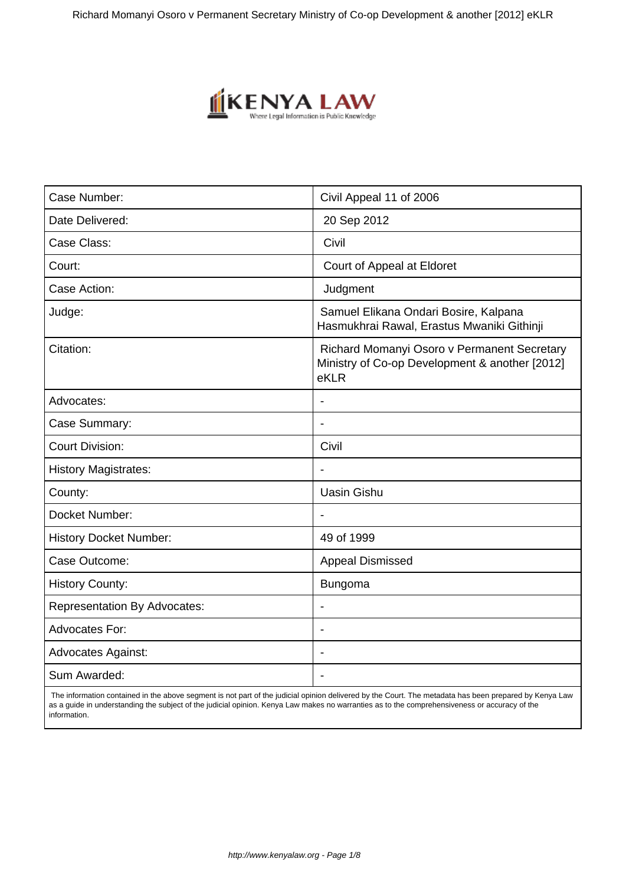| | |
|---|---|
| Case Number: | Civil Appeal 11 of 2006 |
| Date Delivered: | 20 Sep 2012 |
| Case Class: | Civil |
| Court: | Court of Appeal at Eldoret |
| Case Action: | Judgment |
| Judge: | Samuel Elikana Ondari Bosire, Kalpana Hasmukhrai Rawal, Erastus Mwaniki Githinji |
| Citation: | Richard Momanyi Osoro v Permanent Secretary Ministry of Co-op Development & another [2012] eKLR |
| Advocates: | - |
| Case Summary: | - |
| Court Division: | Civil |
| History Magistrates: | - |
| County: | Uasin Gishu |
| Docket Number: | - |
| History Docket Number: | 49 of 1999 |
| Case Outcome: | Appeal Dismissed |
| History County: | Bungoma |
| Representation By Advocates: | - |
| Advocates For: | - |
| Advocates Against: | - |
| Sum Awarded: | - |

The information contained in the above segment is not part of the judicial opinion delivered by the Court. The metadata has been prepared by Kenya Law as a guide in understanding the subject of the judicial opinion. Kenya Law makes no warranties as to the comprehensiveness or accuracy of the information.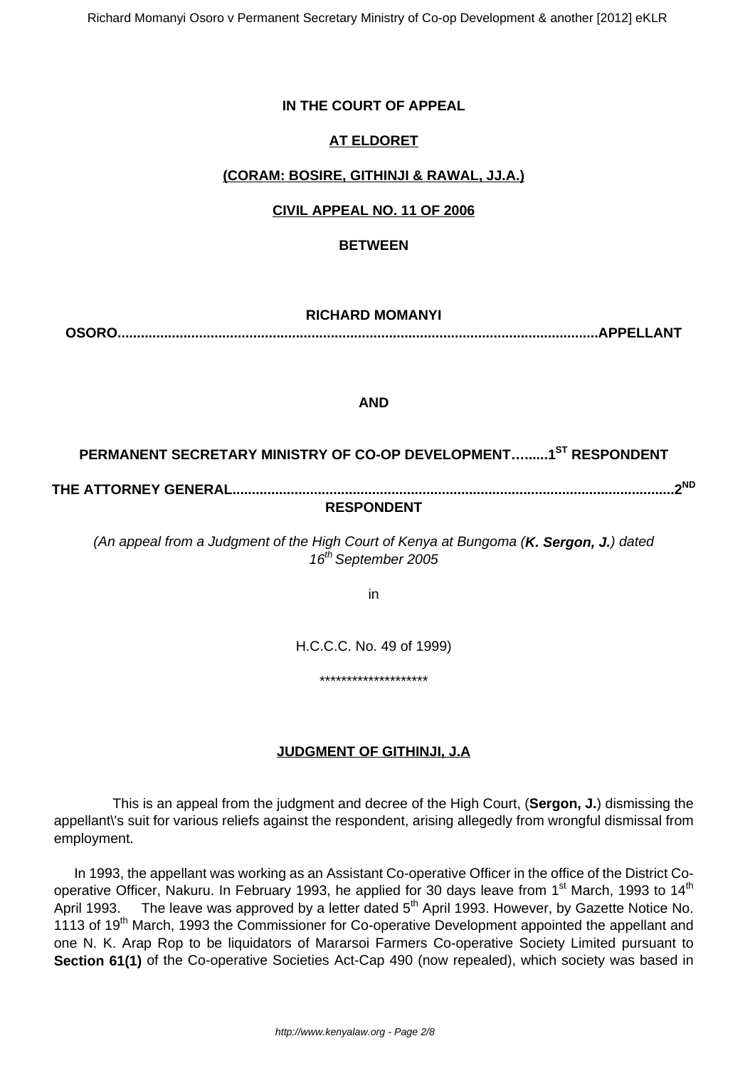**IN THE COURT OF APPEAL**

**AT ELDORET**

**(CORAM: BOSIRE, GITHINJI & RAWAL, JJ.A.)**

**CIVIL APPEAL NO. 11 OF 2006**

**BETWEEN**

**RICHARD MOMANYI OSORO..........................................................................................................APPELLANT**

**AND**

**PERMANENT SECRETARY MINISTRY OF CO-OP DEVELOPMENT…......1ST RESPONDENT**

**THE ATTORNEY GENERAL...............................................................................................................2ND RESPONDENT**

*(An appeal from a Judgment of the High Court of Kenya at Bungoma (**K. Sergon, J.**) dated 16th September 2005*

in

H.C.C.C. No. 49 of 1999)

********************

## JUDGMENT OF GITHINJI, J.A

This is an appeal from the judgment and decree of the High Court, (**Sergon, J.**) dismissing the appellant\'s suit for various reliefs against the respondent, arising allegedly from wrongful dismissal from employment.

In 1993, the appellant was working as an Assistant Co-operative Officer in the office of the District Co-operative Officer, Nakuru. In February 1993, he applied for 30 days leave from 1st March, 1993 to 14th April 1993. The leave was approved by a letter dated 5th April 1993. However, by Gazette Notice No. 1113 of 19th March, 1993 the Commissioner for Co-operative Development appointed the appellant and one N. K. Arap Rop to be liquidators of Mararsoi Farmers Co-operative Society Limited pursuant to **Section 61(1)** of the Co-operative Societies Act-Cap 490 (now repealed), which society was based in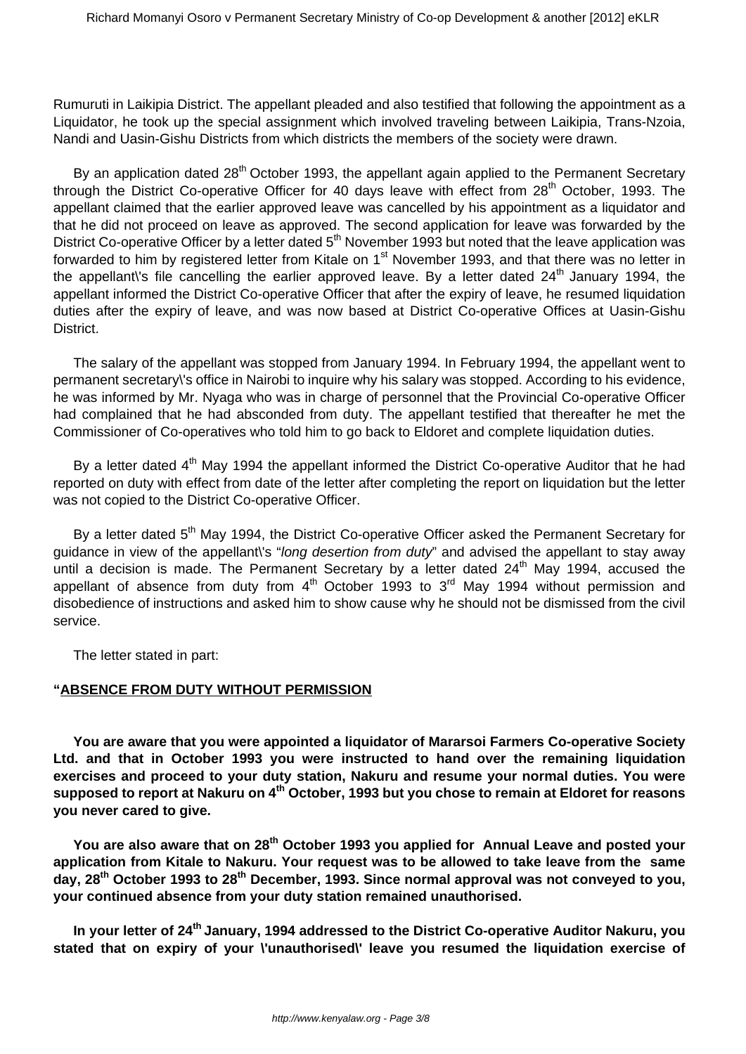Rumuruti in Laikipia District. The appellant pleaded and also testified that following the appointment as a Liquidator, he took up the special assignment which involved traveling between Laikipia, Trans-Nzoia, Nandi and Uasin-Gishu Districts from which districts the members of the society were drawn.

By an application dated 28th October 1993, the appellant again applied to the Permanent Secretary through the District Co-operative Officer for 40 days leave with effect from 28th October, 1993. The appellant claimed that the earlier approved leave was cancelled by his appointment as a liquidator and that he did not proceed on leave as approved. The second application for leave was forwarded by the District Co-operative Officer by a letter dated 5th November 1993 but noted that the leave application was forwarded to him by registered letter from Kitale on 1st November 1993, and that there was no letter in the appellant\'s file cancelling the earlier approved leave. By a letter dated 24th January 1994, the appellant informed the District Co-operative Officer that after the expiry of leave, he resumed liquidation duties after the expiry of leave, and was now based at District Co-operative Offices at Uasin-Gishu District.

The salary of the appellant was stopped from January 1994. In February 1994, the appellant went to permanent secretary\'s office in Nairobi to inquire why his salary was stopped. According to his evidence, he was informed by Mr. Nyaga who was in charge of personnel that the Provincial Co-operative Officer had complained that he had absconded from duty. The appellant testified that thereafter he met the Commissioner of Co-operatives who told him to go back to Eldoret and complete liquidation duties.

By a letter dated 4th May 1994 the appellant informed the District Co-operative Auditor that he had reported on duty with effect from date of the letter after completing the report on liquidation but the letter was not copied to the District Co-operative Officer.

By a letter dated 5th May 1994, the District Co-operative Officer asked the Permanent Secretary for guidance in view of the appellant\'s "*long desertion from duty*" and advised the appellant to stay away until a decision is made. The Permanent Secretary by a letter dated 24th May 1994, accused the appellant of absence from duty from 4th October 1993 to 3rd May 1994 without permission and disobedience of instructions and asked him to show cause why he should not be dismissed from the civil service.

The letter stated in part:

**"<u>ABSENCE FROM DUTY WITHOUT PERMISSION</u>**

**You are aware that you were appointed a liquidator of Mararsoi Farmers Co-operative Society Ltd. and that in October 1993 you were instructed to hand over the remaining liquidation exercises and proceed to your duty station, Nakuru and resume your normal duties. You were supposed to report at Nakuru on 4th October, 1993 but you chose to remain at Eldoret for reasons you never cared to give.**

**You are also aware that on 28th October 1993 you applied for Annual Leave and posted your application from Kitale to Nakuru. Your request was to be allowed to take leave from the same day, 28th October 1993 to 28th December, 1993. Since normal approval was not conveyed to you, your continued absence from your duty station remained unauthorised.**

**In your letter of 24th January, 1994 addressed to the District Co-operative Auditor Nakuru, you stated that on expiry of your \'unauthorised\' leave you resumed the liquidation exercise of**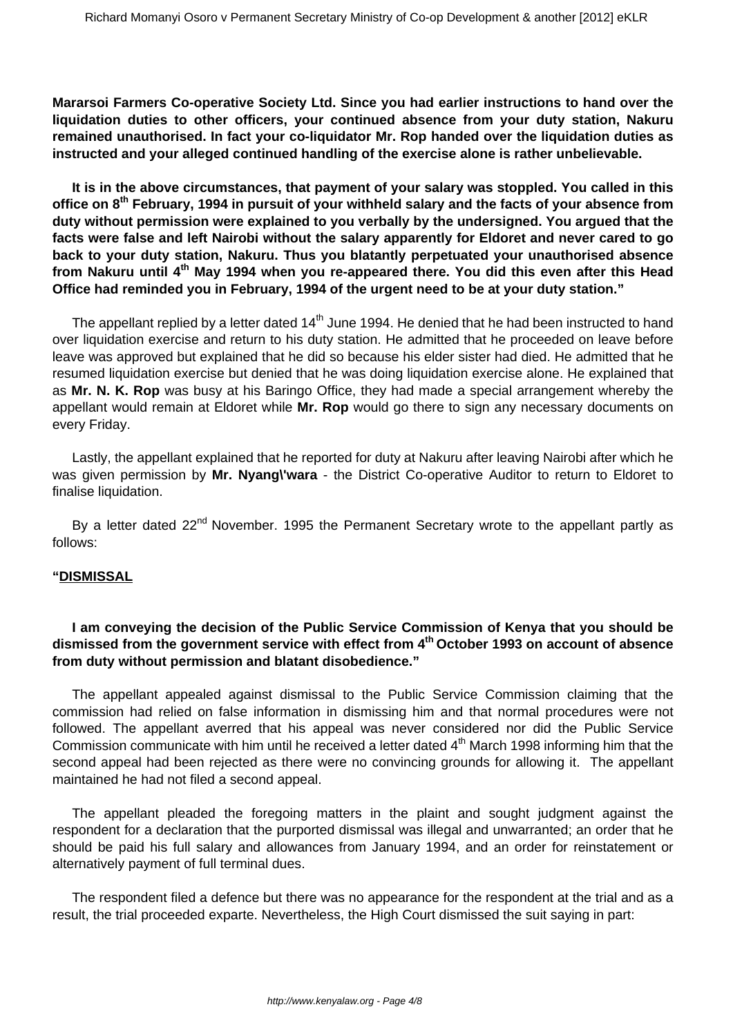**Mararsoi Farmers Co-operative Society Ltd. Since you had earlier instructions to hand over the liquidation duties to other officers, your continued absence from your duty station, Nakuru remained unauthorised. In fact your co-liquidator Mr. Rop handed over the liquidation duties as instructed and your alleged continued handling of the exercise alone is rather unbelievable.**

**It is in the above circumstances, that payment of your salary was stoppled. You called in this office on 8th February, 1994 in pursuit of your withheld salary and the facts of your absence from duty without permission were explained to you verbally by the undersigned. You argued that the facts were false and left Nairobi without the salary apparently for Eldoret and never cared to go back to your duty station, Nakuru. Thus you blatantly perpetuated your unauthorised absence from Nakuru until 4th May 1994 when you re-appeared there. You did this even after this Head Office had reminded you in February, 1994 of the urgent need to be at your duty station."**

The appellant replied by a letter dated 14th June 1994. He denied that he had been instructed to hand over liquidation exercise and return to his duty station. He admitted that he proceeded on leave before leave was approved but explained that he did so because his elder sister had died. He admitted that he resumed liquidation exercise but denied that he was doing liquidation exercise alone. He explained that as **Mr. N. K. Rop** was busy at his Baringo Office, they had made a special arrangement whereby the appellant would remain at Eldoret while **Mr. Rop** would go there to sign any necessary documents on every Friday.

Lastly, the appellant explained that he reported for duty at Nakuru after leaving Nairobi after which he was given permission by **Mr. Nyang\'wara** - the District Co-operative Auditor to return to Eldoret to finalise liquidation.

By a letter dated 22nd November. 1995 the Permanent Secretary wrote to the appellant partly as follows:

**"DISMISSAL**

**I am conveying the decision of the Public Service Commission of Kenya that you should be dismissed from the government service with effect from 4th October 1993 on account of absence from duty without permission and blatant disobedience."**

The appellant appealed against dismissal to the Public Service Commission claiming that the commission had relied on false information in dismissing him and that normal procedures were not followed. The appellant averred that his appeal was never considered nor did the Public Service Commission communicate with him until he received a letter dated 4th March 1998 informing him that the second appeal had been rejected as there were no convincing grounds for allowing it. The appellant maintained he had not filed a second appeal.

The appellant pleaded the foregoing matters in the plaint and sought judgment against the respondent for a declaration that the purported dismissal was illegal and unwarranted; an order that he should be paid his full salary and allowances from January 1994, and an order for reinstatement or alternatively payment of full terminal dues.

The respondent filed a defence but there was no appearance for the respondent at the trial and as a result, the trial proceeded exparte. Nevertheless, the High Court dismissed the suit saying in part: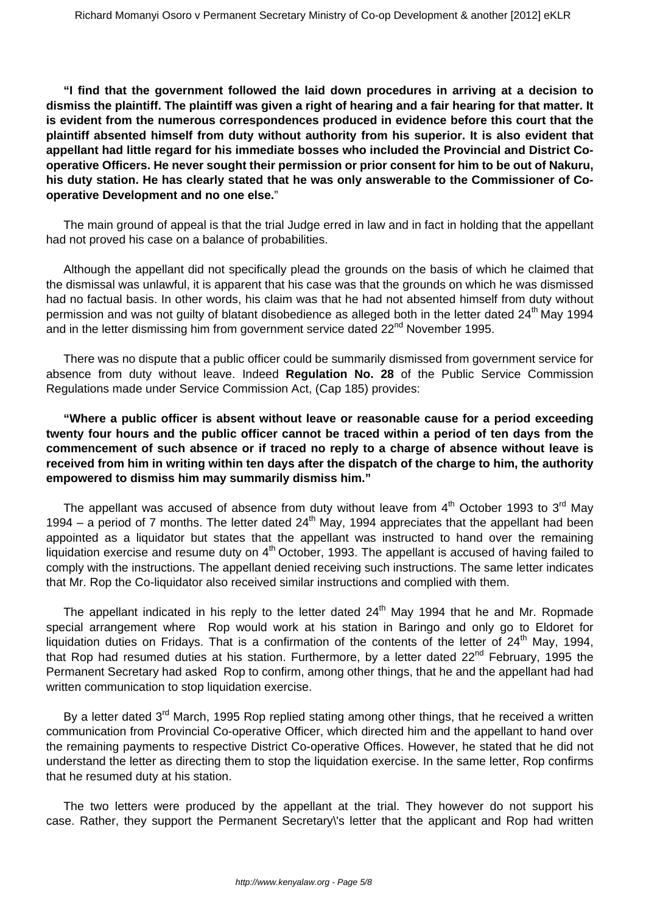**"I find that the government followed the laid down procedures in arriving at a decision to dismiss the plaintiff. The plaintiff was given a right of hearing and a fair hearing for that matter. It is evident from the numerous correspondences produced in evidence before this court that the plaintiff absented himself from duty without authority from his superior. It is also evident that appellant had little regard for his immediate bosses who included the Provincial and District Co-operative Officers. He never sought their permission or prior consent for him to be out of Nakuru, his duty station. He has clearly stated that he was only answerable to the Commissioner of Co-operative Development and no one else.**"

The main ground of appeal is that the trial Judge erred in law and in fact in holding that the appellant had not proved his case on a balance of probabilities.

Although the appellant did not specifically plead the grounds on the basis of which he claimed that the dismissal was unlawful, it is apparent that his case was that the grounds on which he was dismissed had no factual basis. In other words, his claim was that he had not absented himself from duty without permission and was not guilty of blatant disobedience as alleged both in the letter dated 24th May 1994 and in the letter dismissing him from government service dated 22nd November 1995.

There was no dispute that a public officer could be summarily dismissed from government service for absence from duty without leave. Indeed **Regulation No. 28** of the Public Service Commission Regulations made under Service Commission Act, (Cap 185) provides:

**"Where a public officer is absent without leave or reasonable cause for a period exceeding twenty four hours and the public officer cannot be traced within a period of ten days from the commencement of such absence or if traced no reply to a charge of absence without leave is received from him in writing within ten days after the dispatch of the charge to him, the authority empowered to dismiss him may summarily dismiss him."**

The appellant was accused of absence from duty without leave from 4th October 1993 to 3rd May 1994 – a period of 7 months. The letter dated 24th May, 1994 appreciates that the appellant had been appointed as a liquidator but states that the appellant was instructed to hand over the remaining liquidation exercise and resume duty on 4th October, 1993. The appellant is accused of having failed to comply with the instructions. The appellant denied receiving such instructions. The same letter indicates that Mr. Rop the Co-liquidator also received similar instructions and complied with them.

The appellant indicated in his reply to the letter dated 24th May 1994 that he and Mr. Ropmade special arrangement where Rop would work at his station in Baringo and only go to Eldoret for liquidation duties on Fridays. That is a confirmation of the contents of the letter of 24th May, 1994, that Rop had resumed duties at his station. Furthermore, by a letter dated 22nd February, 1995 the Permanent Secretary had asked Rop to confirm, among other things, that he and the appellant had had written communication to stop liquidation exercise.

By a letter dated 3rd March, 1995 Rop replied stating among other things, that he received a written communication from Provincial Co-operative Officer, which directed him and the appellant to hand over the remaining payments to respective District Co-operative Offices. However, he stated that he did not understand the letter as directing them to stop the liquidation exercise. In the same letter, Rop confirms that he resumed duty at his station.

The two letters were produced by the appellant at the trial. They however do not support his case. Rather, they support the Permanent Secretary\'s letter that the applicant and Rop had written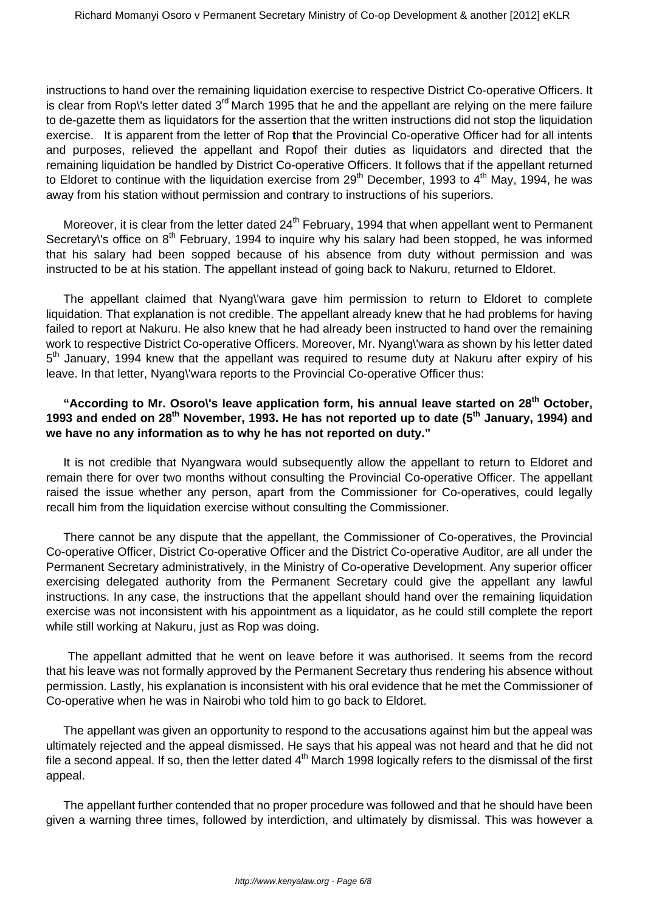instructions to hand over the remaining liquidation exercise to respective District Co-operative Officers. It is clear from Rop\'s letter dated 3rd March 1995 that he and the appellant are relying on the mere failure to de-gazette them as liquidators for the assertion that the written instructions did not stop the liquidation exercise. It is apparent from the letter of Rop that the Provincial Co-operative Officer had for all intents and purposes, relieved the appellant and Ropof their duties as liquidators and directed that the remaining liquidation be handled by District Co-operative Officers. It follows that if the appellant returned to Eldoret to continue with the liquidation exercise from 29th December, 1993 to 4th May, 1994, he was away from his station without permission and contrary to instructions of his superiors.

Moreover, it is clear from the letter dated 24th February, 1994 that when appellant went to Permanent Secretary\'s office on 8th February, 1994 to inquire why his salary had been stopped, he was informed that his salary had been sopped because of his absence from duty without permission and was instructed to be at his station. The appellant instead of going back to Nakuru, returned to Eldoret.

The appellant claimed that Nyang\'wara gave him permission to return to Eldoret to complete liquidation. That explanation is not credible. The appellant already knew that he had problems for having failed to report at Nakuru. He also knew that he had already been instructed to hand over the remaining work to respective District Co-operative Officers. Moreover, Mr. Nyang\'wara as shown by his letter dated 5th January, 1994 knew that the appellant was required to resume duty at Nakuru after expiry of his leave. In that letter, Nyang\'wara reports to the Provincial Co-operative Officer thus:

**"According to Mr. Osoro\'s leave application form, his annual leave started on 28th October, 1993 and ended on 28th November, 1993. He has not reported up to date (5th January, 1994) and we have no any information as to why he has not reported on duty."**

It is not credible that Nyangwara would subsequently allow the appellant to return to Eldoret and remain there for over two months without consulting the Provincial Co-operative Officer. The appellant raised the issue whether any person, apart from the Commissioner for Co-operatives, could legally recall him from the liquidation exercise without consulting the Commissioner.

There cannot be any dispute that the appellant, the Commissioner of Co-operatives, the Provincial Co-operative Officer, District Co-operative Officer and the District Co-operative Auditor, are all under the Permanent Secretary administratively, in the Ministry of Co-operative Development. Any superior officer exercising delegated authority from the Permanent Secretary could give the appellant any lawful instructions. In any case, the instructions that the appellant should hand over the remaining liquidation exercise was not inconsistent with his appointment as a liquidator, as he could still complete the report while still working at Nakuru, just as Rop was doing.

The appellant admitted that he went on leave before it was authorised. It seems from the record that his leave was not formally approved by the Permanent Secretary thus rendering his absence without permission. Lastly, his explanation is inconsistent with his oral evidence that he met the Commissioner of Co-operative when he was in Nairobi who told him to go back to Eldoret.

The appellant was given an opportunity to respond to the accusations against him but the appeal was ultimately rejected and the appeal dismissed. He says that his appeal was not heard and that he did not file a second appeal. If so, then the letter dated 4th March 1998 logically refers to the dismissal of the first appeal.

The appellant further contended that no proper procedure was followed and that he should have been given a warning three times, followed by interdiction, and ultimately by dismissal. This was however a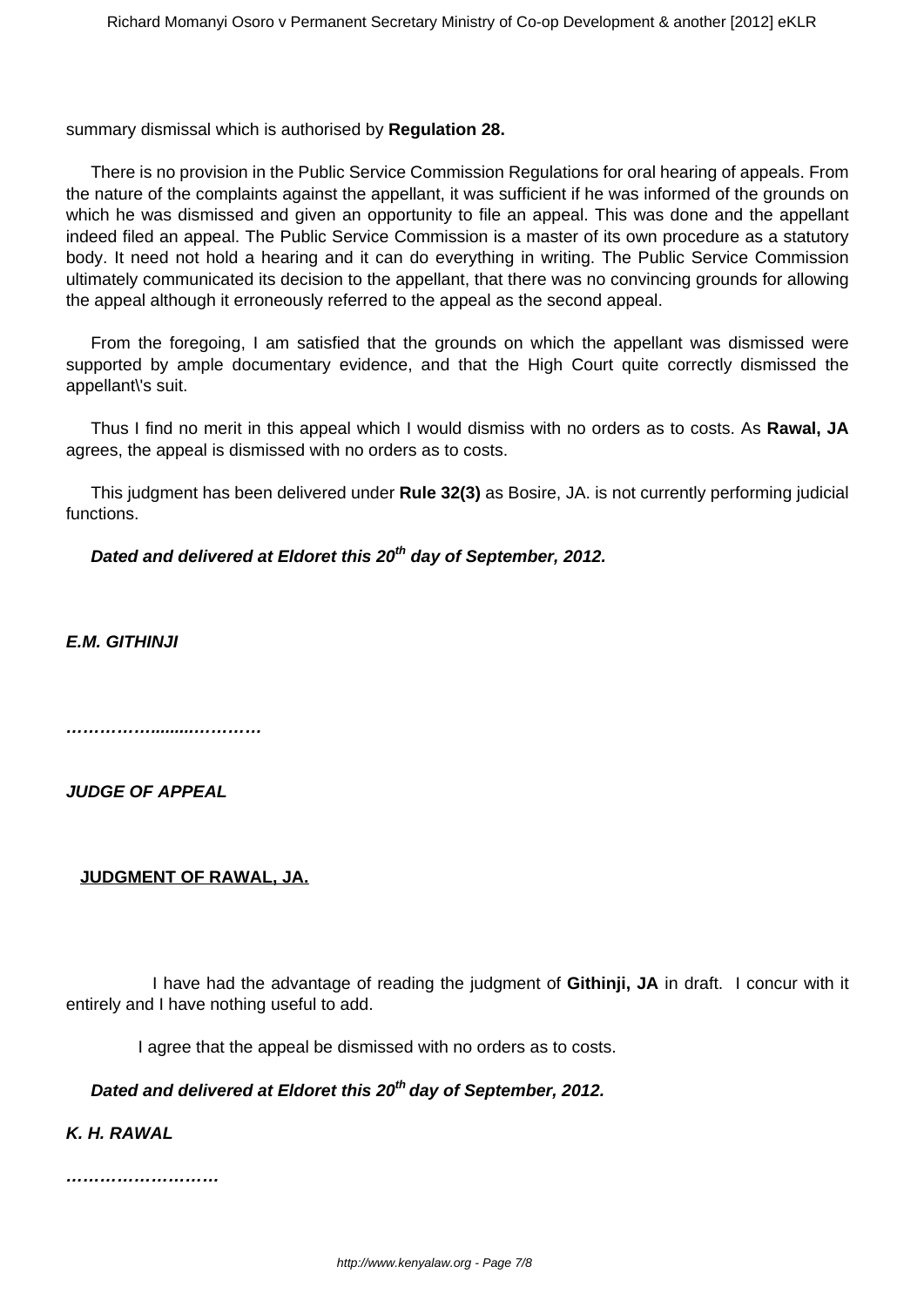summary dismissal which is authorised by **Regulation 28.**

There is no provision in the Public Service Commission Regulations for oral hearing of appeals. From the nature of the complaints against the appellant, it was sufficient if he was informed of the grounds on which he was dismissed and given an opportunity to file an appeal. This was done and the appellant indeed filed an appeal. The Public Service Commission is a master of its own procedure as a statutory body. It need not hold a hearing and it can do everything in writing. The Public Service Commission ultimately communicated its decision to the appellant, that there was no convincing grounds for allowing the appeal although it erroneously referred to the appeal as the second appeal.

From the foregoing, I am satisfied that the grounds on which the appellant was dismissed were supported by ample documentary evidence, and that the High Court quite correctly dismissed the appellant\'s suit.

Thus I find no merit in this appeal which I would dismiss with no orders as to costs. As **Rawal, JA** agrees, the appeal is dismissed with no orders as to costs.

This judgment has been delivered under **Rule 32(3)** as Bosire, JA. is not currently performing judicial functions.

***Dated and delivered at Eldoret this 20th day of September, 2012.***

***E.M. GITHINJI***

***…………..........…………***

***JUDGE OF APPEAL***

**JUDGMENT OF RAWAL, JA.**

I have had the advantage of reading the judgment of **Githinji, JA** in draft. I concur with it entirely and I have nothing useful to add.

I agree that the appeal be dismissed with no orders as to costs.

***Dated and delivered at Eldoret this 20th day of September, 2012.***

***K. H. RAWAL***

***………………………***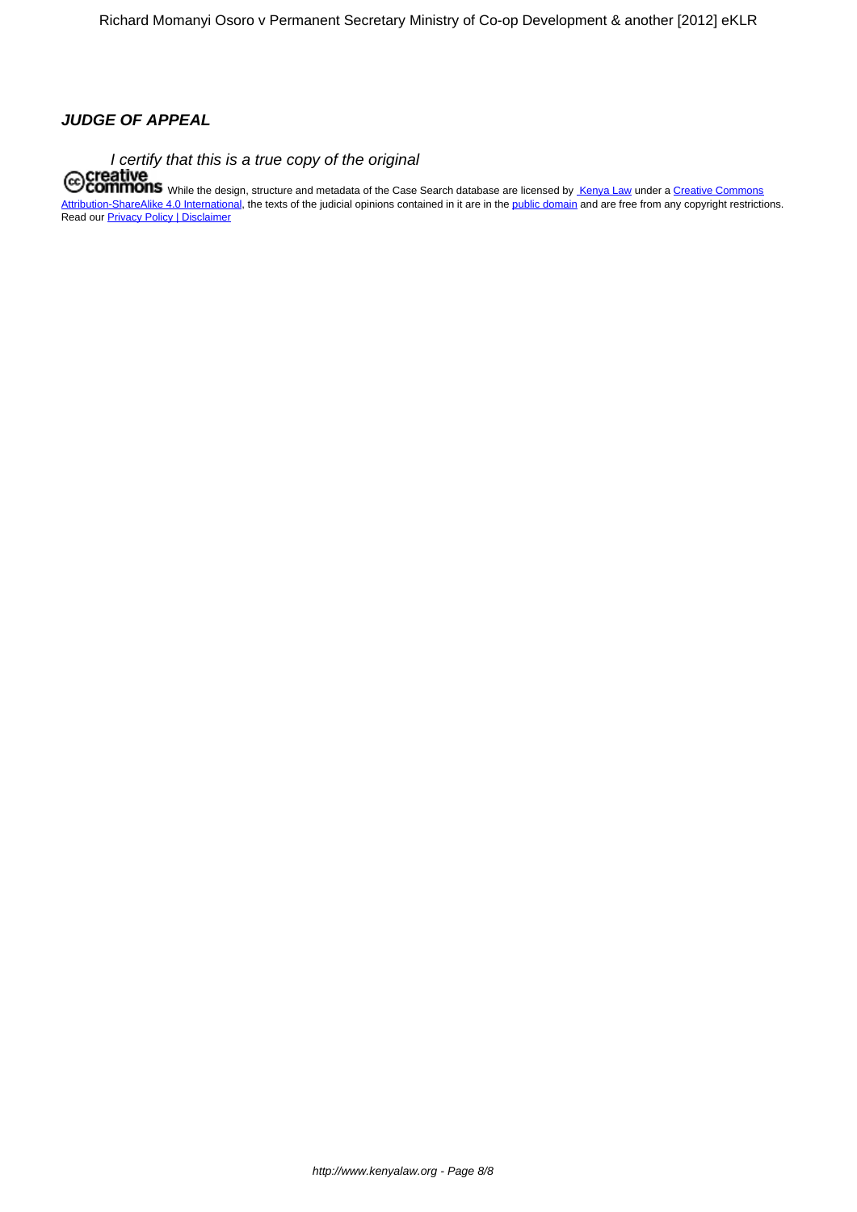**JUDGE OF APPEAL**

*I certify that this is a true copy of the original*

While the design, structure and metadata of the Case Search database are licensed by Kenya Law under a Creative Commons Attribution-ShareAlike 4.0 International, the texts of the judicial opinions contained in it are in the public domain and are free from any copyright restrictions. Read our Privacy Policy | Disclaimer